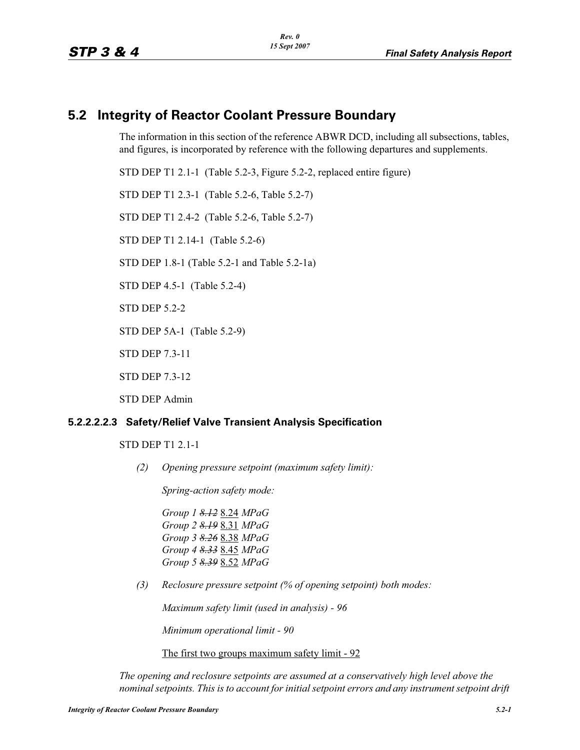## 5.2 Integrity of Reactor Coolant Pressure Boundary

The information in this section of the reference ABWR DCD, including all subsections, tables, and figures, is incorporated by reference with the following departures and supplements.

STD DEP T1 2.1-1 (Table 5.2-3, Figure 5.2-2, replaced entire figure)

STD DEP T1 2.3-1 (Table 5.2-6, Table 5.2-7)

STD DEP T1 2.4-2 (Table 5.2-6, Table 5.2-7)

STD DEP T1 2.14-1 (Table 5.2-6)

STD DEP 1.8-1 (Table 5.2-1 and Table 5.2-1a)

STD DEP 4.5-1 (Table 5.2-4)

STD DEP 5.2-2

STD DEP 5A-1 (Table 5.2-9)

STD DEP 7.3-11

STD DEP 7.3-12

STD DEP Admin

#### 5.2.2.2.2.3 Safety/Relief Valve Transient Analysis Specification

STD DEP T1 2.1-1

*(2) Opening pressure setpoint (maximum safety limit):*

*Spring-action safety mode:*

*Group 1 ~~8.12~~* <u>8.24</u> *MPaG*
*Group 2 ~~8.19~~* <u>8.31</u> *MPaG*
*Group 3 ~~8.26~~* <u>8.38</u> *MPaG*
*Group 4 ~~8.33~~* <u>8.45</u> *MPaG*
*Group 5 ~~8.39~~* <u>8.52</u> *MPaG*

*(3) Reclosure pressure setpoint (% of opening setpoint) both modes:*

*Maximum safety limit (used in analysis) - 96*

*Minimum operational limit - 90*

<u>The first two groups maximum safety limit - 92</u>

*The opening and reclosure setpoints are assumed at a conservatively high level above the nominal setpoints. This is to account for initial setpoint errors and any instrument setpoint drift*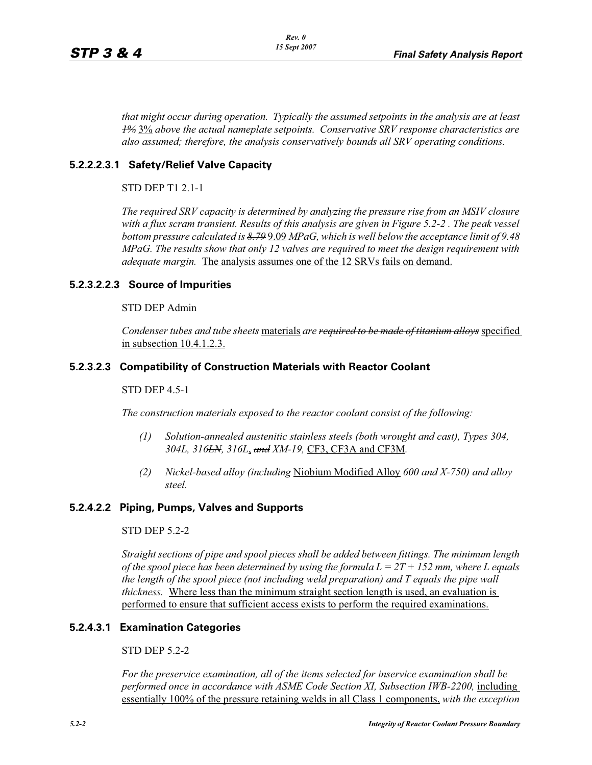*that might occur during operation. Typically the assumed setpoints in the analysis are at least ~~1%~~* 3% *above the actual nameplate setpoints. Conservative SRV response characteristics are also assumed; therefore, the analysis conservatively bounds all SRV operating conditions.*

### 5.2.2.2.3.1 Safety/Relief Valve Capacity

STD DEP T1 2.1-1

*The required SRV capacity is determined by analyzing the pressure rise from an MSIV closure with a flux scram transient. Results of this analysis are given in Figure 5.2-2 . The peak vessel bottom pressure calculated is ~~8.79~~* 9.09 *MPaG, which is well below the acceptance limit of 9.48 MPaG. The results show that only 12 valves are required to meet the design requirement with adequate margin.* The analysis assumes one of the 12 SRVs fails on demand.

### 5.2.3.2.2.3 Source of Impurities

STD DEP Admin

*Condenser tubes and tube sheets* materials *are ~~required to be made of titanium alloys~~* specified in subsection 10.4.1.2.3.

### 5.2.3.2.3 Compatibility of Construction Materials with Reactor Coolant

STD DEP 4.5-1

*The construction materials exposed to the reactor coolant consist of the following:*

(1) *Solution-annealed austenitic stainless steels (both wrought and cast), Types 304, 304L, 316~~LN~~, 316L*, *~~and~~ XM-19,* CF3, CF3A and CF3M*.*

(2) *Nickel-based alloy (including* Niobium Modified Alloy *600 and X-750) and alloy steel.*

### 5.2.4.2.2 Piping, Pumps, Valves and Supports

STD DEP 5.2-2

*Straight sections of pipe and spool pieces shall be added between fittings. The minimum length of the spool piece has been determined by using the formula $L = 2T + 152$ mm, where L equals the length of the spool piece (not including weld preparation) and T equals the pipe wall thickness.* Where less than the minimum straight section length is used, an evaluation is performed to ensure that sufficient access exists to perform the required examinations.

### 5.2.4.3.1 Examination Categories

STD DEP 5.2-2

*For the preservice examination, all of the items selected for inservice examination shall be performed once in accordance with ASME Code Section XI, Subsection IWB-2200,* including essentially 100% of the pressure retaining welds in all Class 1 components, *with the exception*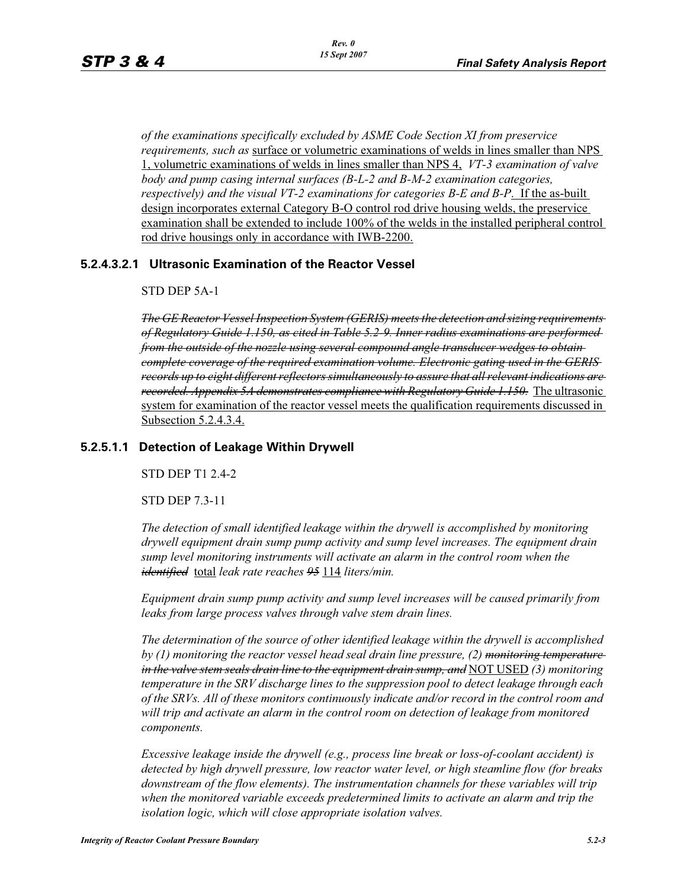*of the examinations specifically excluded by ASME Code Section XI from preservice requirements, such as* surface or volumetric examinations of welds in lines smaller than NPS 1, volumetric examinations of welds in lines smaller than NPS 4, *VT-3 examination of valve body and pump casing internal surfaces (B-L-2 and B-M-2 examination categories, respectively) and the visual VT-2 examinations for categories B-E and B-P*. If the as-built design incorporates external Category B-O control rod drive housing welds, the preservice examination shall be extended to include 100% of the welds in the installed peripheral control rod drive housings only in accordance with IWB-2200.

### 5.2.4.3.2.1 Ultrasonic Examination of the Reactor Vessel

STD DEP 5A-1

~~*The GE Reactor Vessel Inspection System (GERIS) meets the detection and sizing requirements of Regulatory Guide 1.150, as cited in Table 5.2-9. Inner radius examinations are performed from the outside of the nozzle using several compound angle transducer wedges to obtain complete coverage of the required examination volume. Electronic gating used in the GERIS records up to eight different reflectors simultaneously to assure that all relevant indications are recorded. Appendix 5A demonstrates compliance with Regulatory Guide 1.150.*~~ The ultrasonic system for examination of the reactor vessel meets the qualification requirements discussed in Subsection 5.2.4.3.4.

### 5.2.5.1.1 Detection of Leakage Within Drywell

STD DEP T1 2.4-2

STD DEP 7.3-11

*The detection of small identified leakage within the drywell is accomplished by monitoring drywell equipment drain sump pump activity and sump level increases. The equipment drain sump level monitoring instruments will activate an alarm in the control room when the* ~~*identified*~~ total *leak rate reaches* ~~*95*~~ 114 *liters/min.*

*Equipment drain sump pump activity and sump level increases will be caused primarily from leaks from large process valves through valve stem drain lines.*

*The determination of the source of other identified leakage within the drywell is accomplished by (1) monitoring the reactor vessel head seal drain line pressure, (2)* ~~*monitoring temperature in the valve stem seals drain line to the equipment drain sump, and*~~ NOT USED *(3) monitoring temperature in the SRV discharge lines to the suppression pool to detect leakage through each of the SRVs. All of these monitors continuously indicate and/or record in the control room and will trip and activate an alarm in the control room on detection of leakage from monitored components.*

*Excessive leakage inside the drywell (e.g., process line break or loss-of-coolant accident) is detected by high drywell pressure, low reactor water level, or high steamline flow (for breaks downstream of the flow elements). The instrumentation channels for these variables will trip when the monitored variable exceeds predetermined limits to activate an alarm and trip the isolation logic, which will close appropriate isolation valves.*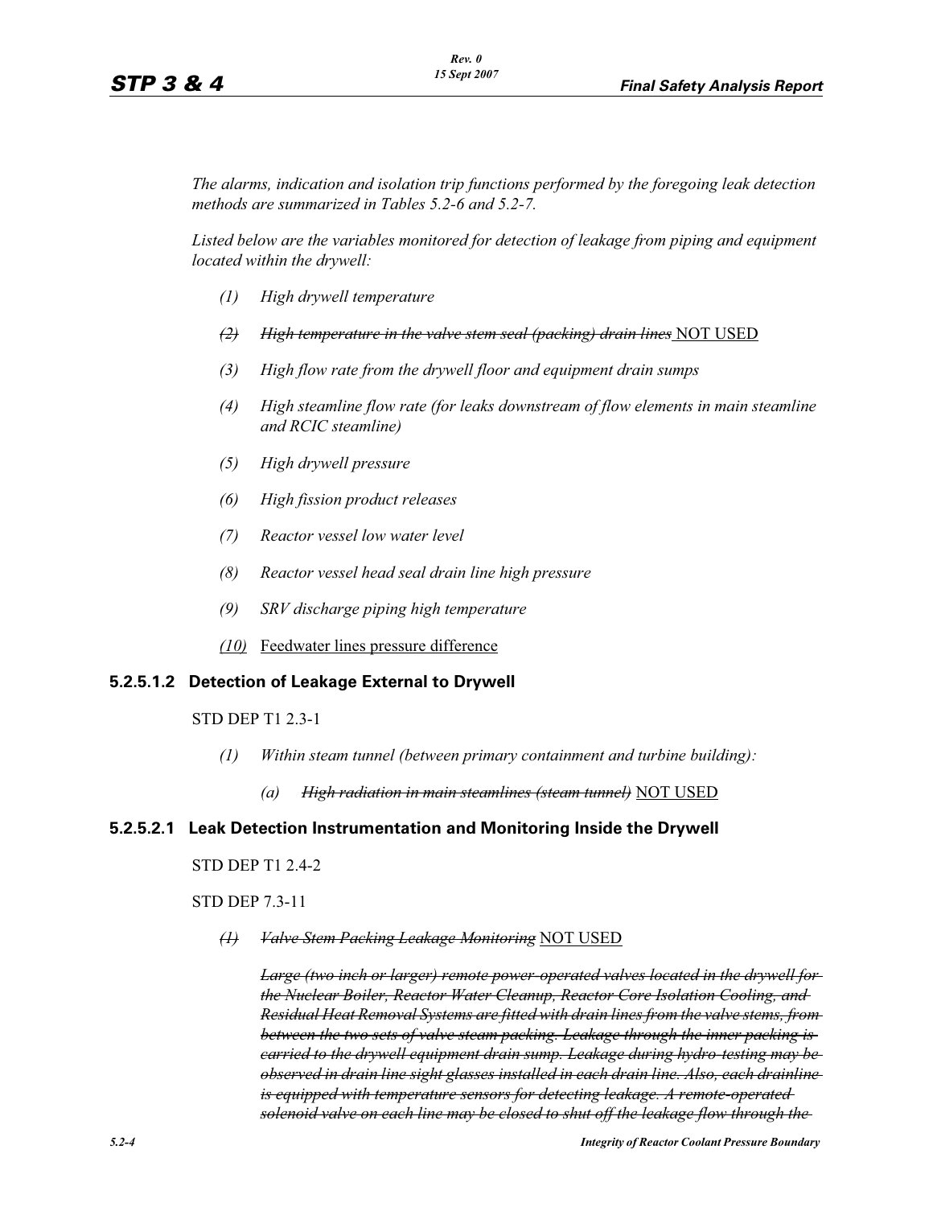*The alarms, indication and isolation trip functions performed by the foregoing leak detection methods are summarized in Tables 5.2-6 and 5.2-7.*

*Listed below are the variables monitored for detection of leakage from piping and equipment located within the drywell:*

- *(1) High drywell temperature*
- ~~*(2) High temperature in the valve stem seal (packing) drain lines*~~ NOT USED
- *(3) High flow rate from the drywell floor and equipment drain sumps*
- *(4) High steamline flow rate (for leaks downstream of flow elements in main steamline and RCIC steamline)*
- *(5) High drywell pressure*
- *(6) High fission product releases*
- *(7) Reactor vessel low water level*
- *(8) Reactor vessel head seal drain line high pressure*
- *(9) SRV discharge piping high temperature*
- *(10)* Feedwater lines pressure difference

### 5.2.5.1.2 Detection of Leakage External to Drywell

STD DEP T1 2.3-1

- *(1) Within steam tunnel (between primary containment and turbine building):*
  - *(a)* ~~*High radiation in main steamlines (steam tunnel)*~~ NOT USED

### 5.2.5.2.1 Leak Detection Instrumentation and Monitoring Inside the Drywell

STD DEP T1 2.4-2

STD DEP 7.3-11

~~*(1) Valve Stem Packing Leakage Monitoring*~~ NOT USED

~~*Large (two inch or larger) remote power-operated valves located in the drywell for the Nuclear Boiler, Reactor Water Cleanup, Reactor Core Isolation Cooling, and Residual Heat Removal Systems are fitted with drain lines from the valve stems, from between the two sets of valve steam packing. Leakage through the inner packing is carried to the drywell equipment drain sump. Leakage during hydro-testing may be observed in drain line sight glasses installed in each drain line. Also, each drainline is equipped with temperature sensors for detecting leakage. A remote-operated solenoid valve on each line may be closed to shut off the leakage flow through the*~~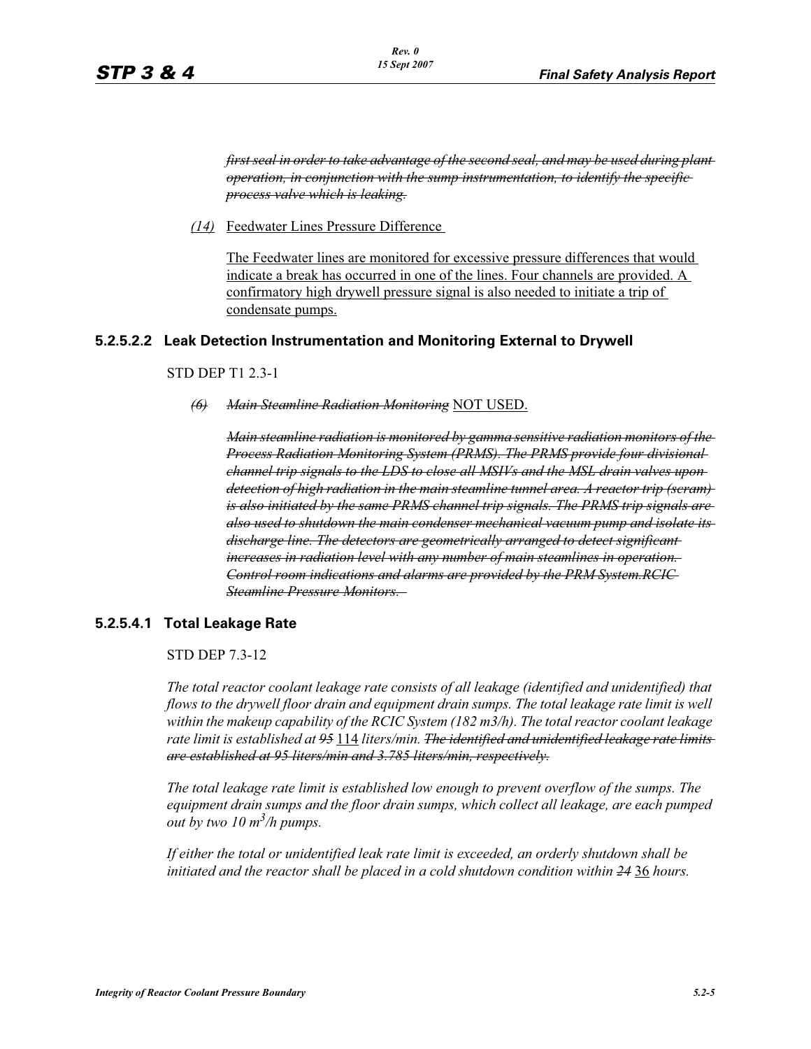~~*first seal in order to take advantage of the second seal, and may be used during plant operation, in conjunction with the sump instrumentation, to identify the specific process valve which is leaking.*~~

*(14)* Feedwater Lines Pressure Difference

The Feedwater lines are monitored for excessive pressure differences that would indicate a break has occurred in one of the lines. Four channels are provided. A confirmatory high drywell pressure signal is also needed to initiate a trip of condensate pumps.

### 5.2.5.2.2 Leak Detection Instrumentation and Monitoring External to Drywell

STD DEP T1 2.3-1

~~*(6) Main Steamline Radiation Monitoring*~~ NOT USED.

~~*Main steamline radiation is monitored by gamma sensitive radiation monitors of the Process Radiation Monitoring System (PRMS). The PRMS provide four divisional channel trip signals to the LDS to close all MSIVs and the MSL drain valves upon detection of high radiation in the main steamline tunnel area. A reactor trip (scram) is also initiated by the same PRMS channel trip signals. The PRMS trip signals are also used to shutdown the main condenser mechanical vacuum pump and isolate its discharge line. The detectors are geometrically arranged to detect significant increases in radiation level with any number of main steamlines in operation. Control room indications and alarms are provided by the PRM System.RCIC Steamline Pressure Monitors.*~~

### 5.2.5.4.1 Total Leakage Rate

STD DEP 7.3-12

*The total reactor coolant leakage rate consists of all leakage (identified and unidentified) that flows to the drywell floor drain and equipment drain sumps. The total leakage rate limit is well within the makeup capability of the RCIC System (182 m3/h). The total reactor coolant leakage rate limit is established at ~~95~~* 114 *liters/min. ~~The identified and unidentified leakage rate limits are established at 95 liters/min and 3.785 liters/min, respectively.~~*

*The total leakage rate limit is established low enough to prevent overflow of the sumps. The equipment drain sumps and the floor drain sumps, which collect all leakage, are each pumped out by two 10 $m^3$/h pumps.*

*If either the total or unidentified leak rate limit is exceeded, an orderly shutdown shall be initiated and the reactor shall be placed in a cold shutdown condition within ~~24~~* 36 *hours.*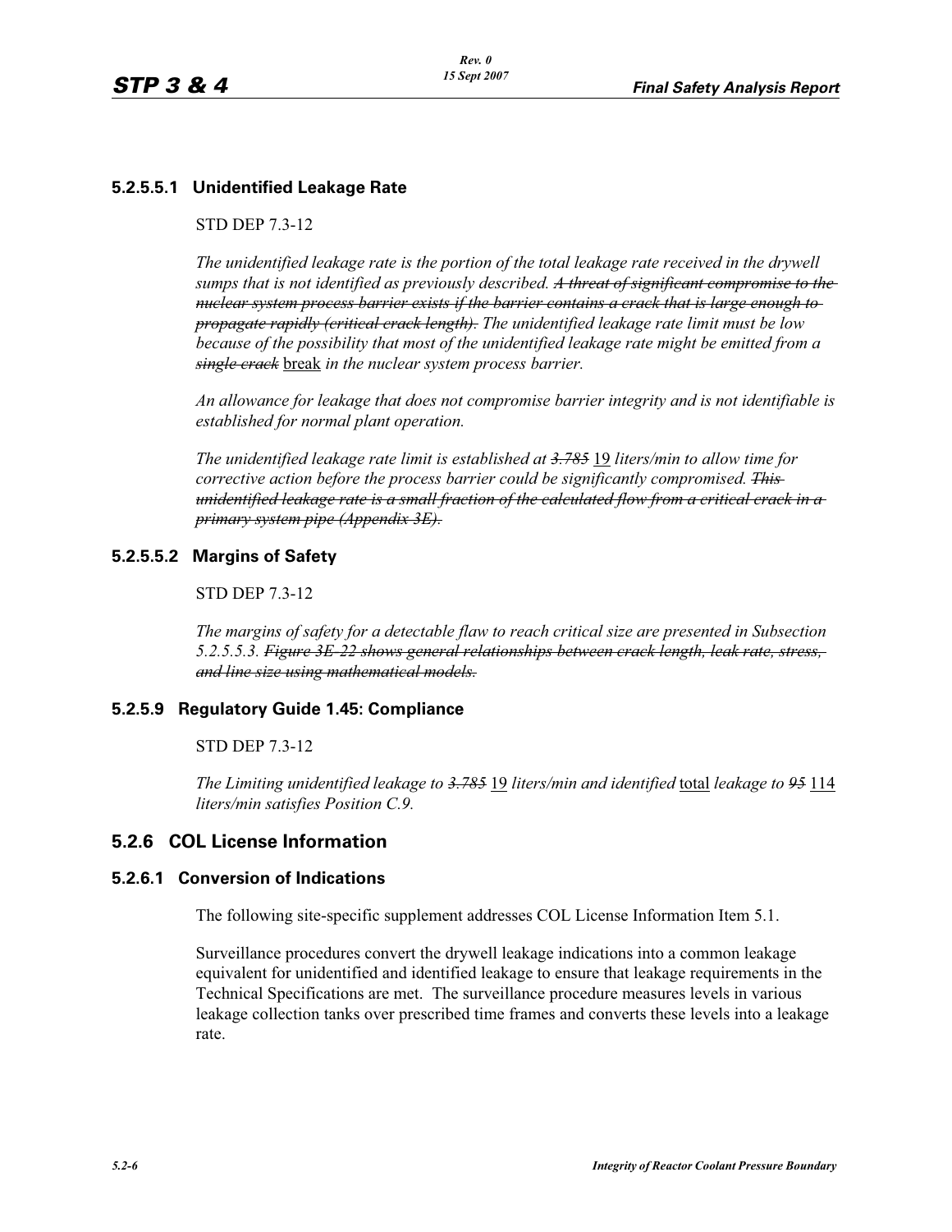### 5.2.5.5.1 Unidentified Leakage Rate

STD DEP 7.3-12

*The unidentified leakage rate is the portion of the total leakage rate received in the drywell sumps that is not identified as previously described.* ~~*A threat of significant compromise to the nuclear system process barrier exists if the barrier contains a crack that is large enough to propagate rapidly (critical crack length).*~~ *The unidentified leakage rate limit must be low because of the possibility that most of the unidentified leakage rate might be emitted from a* ~~*single crack*~~ <u>break</u> *in the nuclear system process barrier.*

*An allowance for leakage that does not compromise barrier integrity and is not identifiable is established for normal plant operation.*

*The unidentified leakage rate limit is established at* ~~*3.785*~~ <u>19</u> *liters/min to allow time for corrective action before the process barrier could be significantly compromised.* ~~*This unidentified leakage rate is a small fraction of the calculated flow from a critical crack in a primary system pipe (Appendix 3E).*~~

### 5.2.5.5.2 Margins of Safety

STD DEP 7.3-12

*The margins of safety for a detectable flaw to reach critical size are presented in Subsection 5.2.5.5.3.* ~~*Figure 3E-22 shows general relationships between crack length, leak rate, stress, and line size using mathematical models.*~~

### 5.2.5.9 Regulatory Guide 1.45: Compliance

STD DEP 7.3-12

*The Limiting unidentified leakage to* ~~*3.785*~~ <u>19</u> *liters/min and identified* <u>total</u> *leakage to* ~~*95*~~ <u>114</u> *liters/min satisfies Position C.9.*

## 5.2.6 COL License Information

### 5.2.6.1 Conversion of Indications

The following site-specific supplement addresses COL License Information Item 5.1.

Surveillance procedures convert the drywell leakage indications into a common leakage equivalent for unidentified and identified leakage to ensure that leakage requirements in the Technical Specifications are met. The surveillance procedure measures levels in various leakage collection tanks over prescribed time frames and converts these levels into a leakage rate.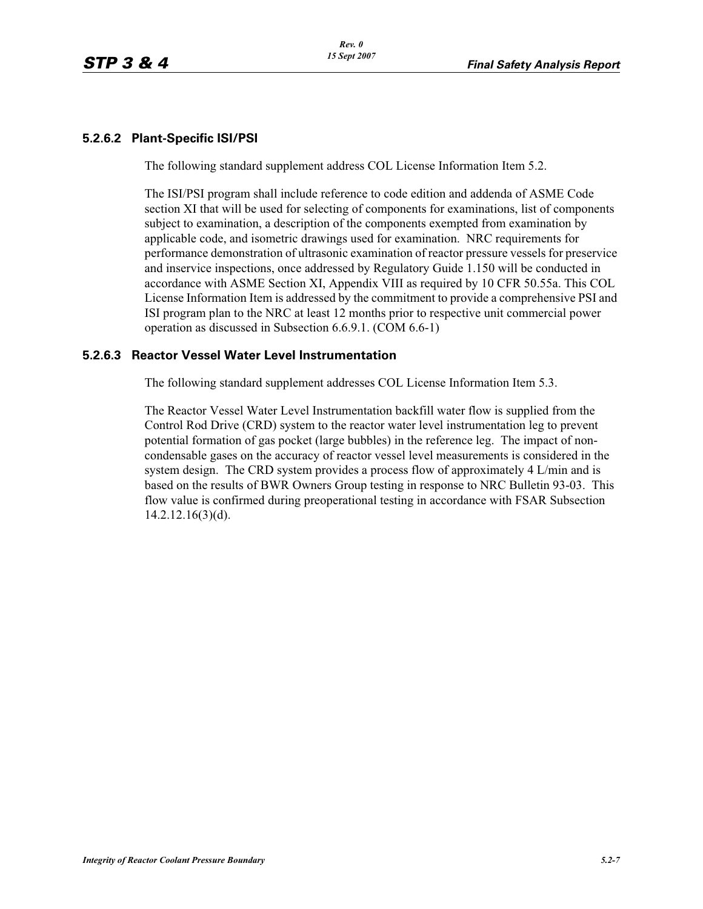### 5.2.6.2 Plant-Specific ISI/PSI

The following standard supplement address COL License Information Item 5.2.

The ISI/PSI program shall include reference to code edition and addenda of ASME Code section XI that will be used for selecting of components for examinations, list of components subject to examination, a description of the components exempted from examination by applicable code, and isometric drawings used for examination. NRC requirements for performance demonstration of ultrasonic examination of reactor pressure vessels for preservice and inservice inspections, once addressed by Regulatory Guide 1.150 will be conducted in accordance with ASME Section XI, Appendix VIII as required by 10 CFR 50.55a. This COL License Information Item is addressed by the commitment to provide a comprehensive PSI and ISI program plan to the NRC at least 12 months prior to respective unit commercial power operation as discussed in Subsection 6.6.9.1. (COM 6.6-1)

### 5.2.6.3 Reactor Vessel Water Level Instrumentation

The following standard supplement addresses COL License Information Item 5.3.

The Reactor Vessel Water Level Instrumentation backfill water flow is supplied from the Control Rod Drive (CRD) system to the reactor water level instrumentation leg to prevent potential formation of gas pocket (large bubbles) in the reference leg. The impact of non-condensable gases on the accuracy of reactor vessel level measurements is considered in the system design. The CRD system provides a process flow of approximately 4 L/min and is based on the results of BWR Owners Group testing in response to NRC Bulletin 93-03. This flow value is confirmed during preoperational testing in accordance with FSAR Subsection 14.2.12.16(3)(d).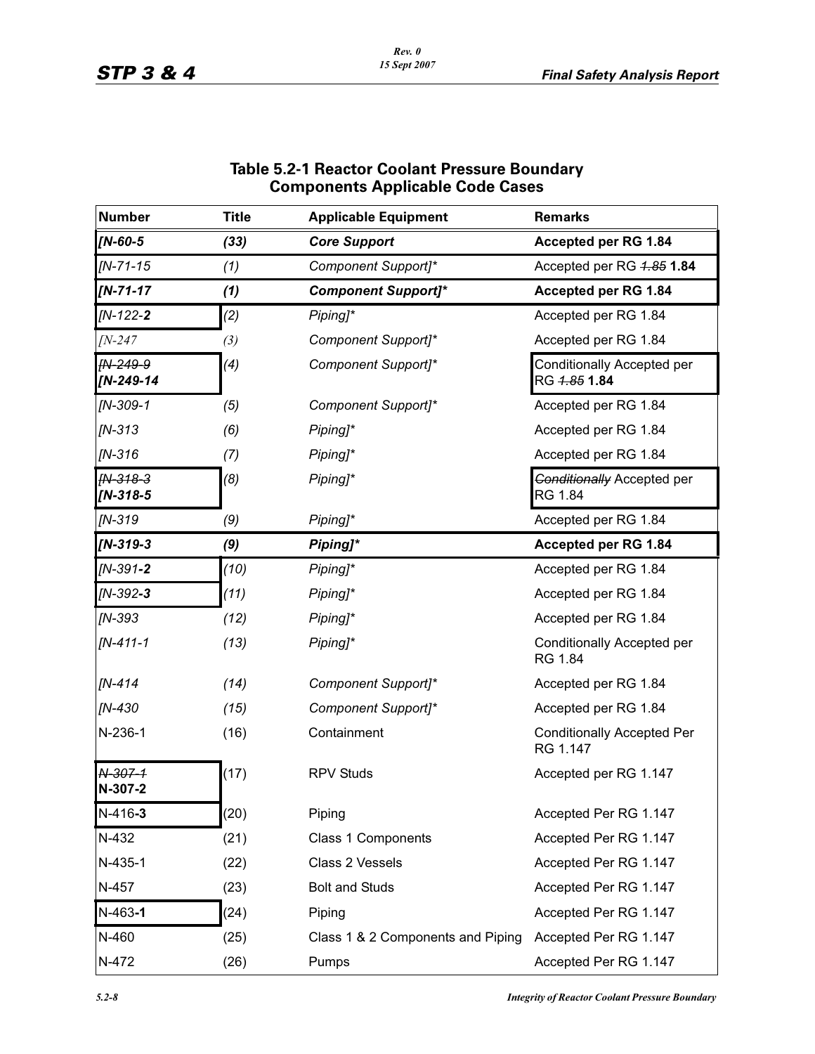## Table 5.2-1 Reactor Coolant Pressure Boundary Components Applicable Code Cases

| Number | Title | Applicable Equipment | Remarks |
|---|---|---|---|
| ***[N-60-5*** | ***(33)*** | ***Core Support*** | **Accepted per RG 1.84** |
| *[N-71-15* | *(1)* | *Component Support]\** | Accepted per RG ~~*1.85*~~ **1.84** |
| ***[N-71-17*** | ***(1)*** | ***Component Support]\**** | **Accepted per RG 1.84** |
| *[N-122-**2*** | *(2)* | *Piping]\** | Accepted per RG 1.84 |
| *[N-247* | *(3)* | *Component Support]\** | Accepted per RG 1.84 |
| ~~*[N-249-9*~~ ***[N-249-14*** | *(4)* | *Component Support]\** | Conditionally Accepted per RG ~~*1.85*~~ **1.84** |
| *[N-309-1* | *(5)* | *Component Support]\** | Accepted per RG 1.84 |
| *[N-313* | *(6)* | *Piping]\** | Accepted per RG 1.84 |
| *[N-316* | *(7)* | *Piping]\** | Accepted per RG 1.84 |
| ~~*[N-318-3*~~ ***[N-318-5*** | *(8)* | *Piping]\** | ~~*Conditionally*~~ Accepted per RG 1.84 |
| *[N-319* | *(9)* | *Piping]\** | Accepted per RG 1.84 |
| ***[N-319-3*** | ***(9)*** | ***Piping]\**** | **Accepted per RG 1.84** |
| *[N-391**-2*** | *(10)* | *Piping]\** | Accepted per RG 1.84 |
| *[N-392**-3*** | *(11)* | *Piping]\** | Accepted per RG 1.84 |
| *[N-393* | *(12)* | *Piping]\** | Accepted per RG 1.84 |
| *[N-411-1* | *(13)* | *Piping]\** | Conditionally Accepted per RG 1.84 |
| *[N-414* | *(14)* | *Component Support]\** | Accepted per RG 1.84 |
| *[N-430* | *(15)* | *Component Support]\** | Accepted per RG 1.84 |
| N-236-1 | (16) | Containment | Conditionally Accepted Per RG 1.147 |
| ~~N-307-1~~ **N-307-2** | (17) | RPV Studs | Accepted per RG 1.147 |
| N-416**-3** | (20) | Piping | Accepted Per RG 1.147 |
| N-432 | (21) | Class 1 Components | Accepted Per RG 1.147 |
| N-435-1 | (22) | Class 2 Vessels | Accepted Per RG 1.147 |
| N-457 | (23) | Bolt and Studs | Accepted Per RG 1.147 |
| N-463**-1** | (24) | Piping | Accepted Per RG 1.147 |
| N-460 | (25) | Class 1 & 2 Components and Piping | Accepted Per RG 1.147 |
| N-472 | (26) | Pumps | Accepted Per RG 1.147 |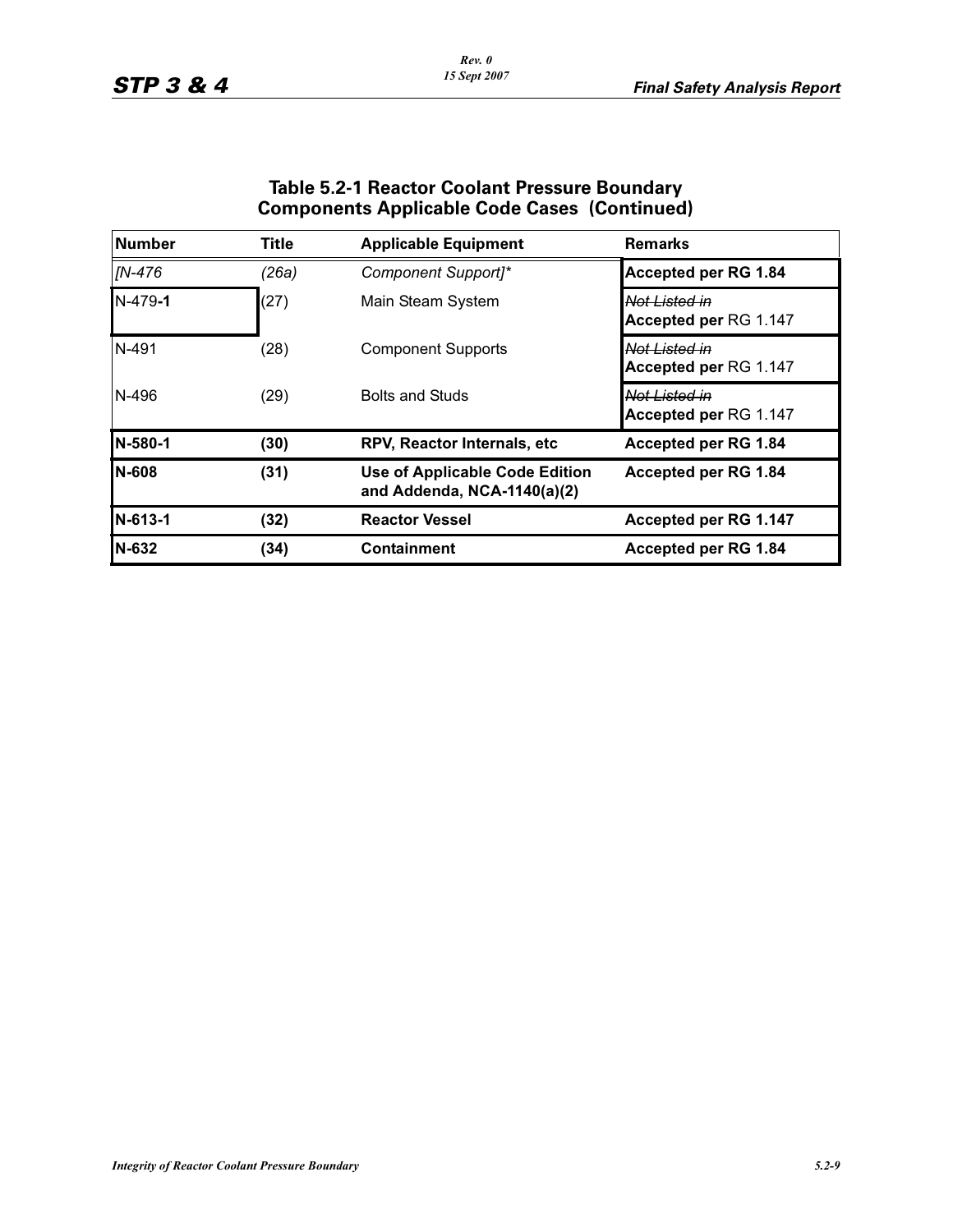## Table 5.2-1 Reactor Coolant Pressure Boundary Components Applicable Code Cases (Continued)

| Number | Title | Applicable Equipment | Remarks |
|---|---|---|---|
| *[N-476* | *(26a)* | *Component Support]** | **Accepted per RG 1.84** |
| N-479-**1** | (27) | Main Steam System | ~~Not Listed in~~ **Accepted per** RG 1.147 |
| N-491 | (28) | Component Supports | ~~Not Listed in~~ **Accepted per** RG 1.147 |
| N-496 | (29) | Bolts and Studs | ~~Not Listed in~~ **Accepted per** RG 1.147 |
| **N-580-1** | **(30)** | **RPV, Reactor Internals, etc** | **Accepted per RG 1.84** |
| **N-608** | **(31)** | **Use of Applicable Code Edition and Addenda, NCA-1140(a)(2)** | **Accepted per RG 1.84** |
| **N-613-1** | **(32)** | **Reactor Vessel** | **Accepted per RG 1.147** |
| **N-632** | **(34)** | **Containment** | **Accepted per RG 1.84** |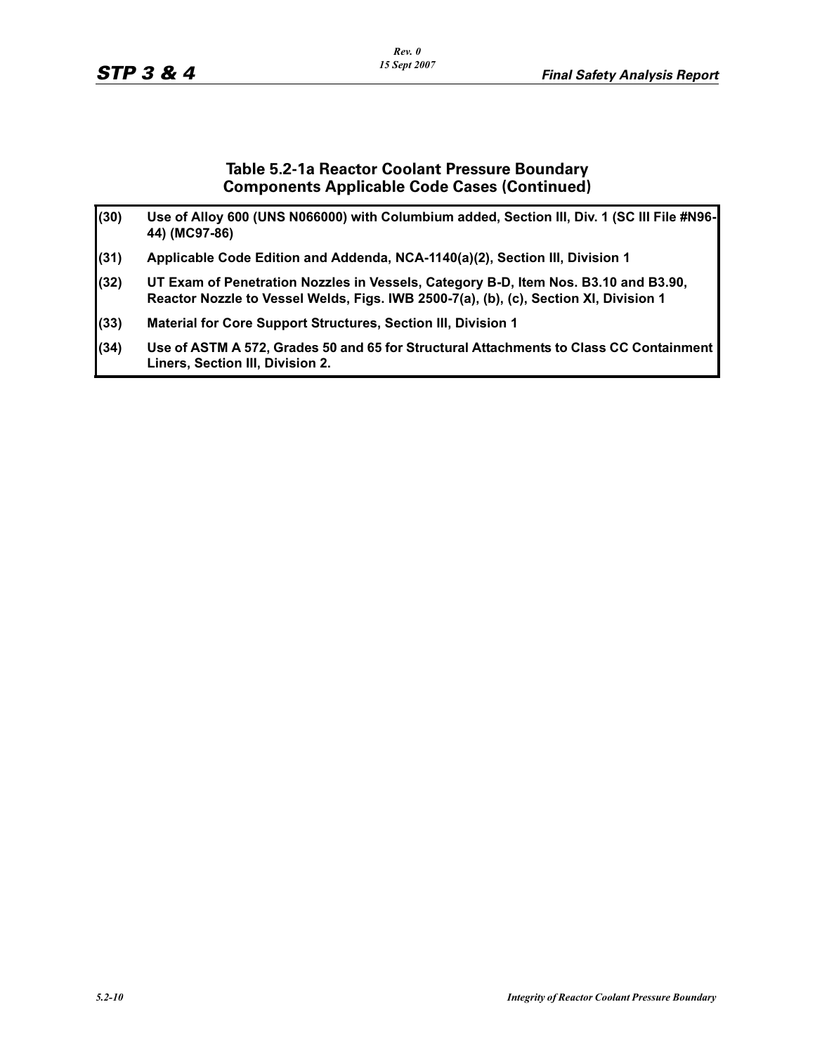## Table 5.2-1a Reactor Coolant Pressure Boundary Components Applicable Code Cases (Continued)

| | |
|---|---|
| **(30)** | **Use of Alloy 600 (UNS N066000) with Columbium added, Section III, Div. 1 (SC III File #N96-44) (MC97-86)** |
| **(31)** | **Applicable Code Edition and Addenda, NCA-1140(a)(2), Section III, Division 1** |
| **(32)** | **UT Exam of Penetration Nozzles in Vessels, Category B-D, Item Nos. B3.10 and B3.90, Reactor Nozzle to Vessel Welds, Figs. IWB 2500-7(a), (b), (c), Section XI, Division 1** |
| **(33)** | **Material for Core Support Structures, Section III, Division 1** |
| **(34)** | **Use of ASTM A 572, Grades 50 and 65 for Structural Attachments to Class CC Containment Liners, Section III, Division 2.** |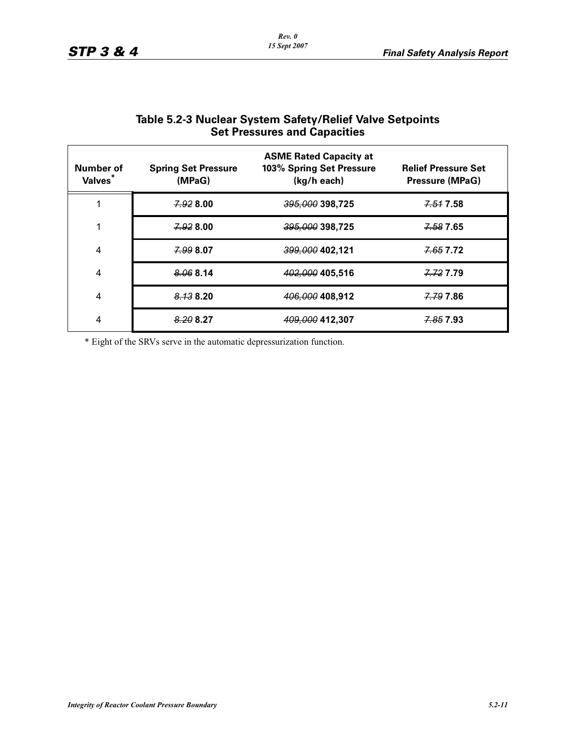## Table 5.2-3 Nuclear System Safety/Relief Valve Setpoints Set Pressures and Capacities

| Number of Valves* | Spring Set Pressure (MPaG) | ASME Rated Capacity at 103% Spring Set Pressure (kg/h each) | Relief Pressure Set Pressure (MPaG) |
|---|---|---|---|
| 1 | ~~*7.92*~~ **8.00** | ~~*395,000*~~ **398,725** | ~~*7.51*~~ **7.58** |
| 1 | ~~*7.92*~~ **8.00** | ~~*395,000*~~ **398,725** | ~~*7.58*~~ **7.65** |
| 4 | ~~*7.99*~~ **8.07** | ~~*399,000*~~ **402,121** | ~~*7.65*~~ **7.72** |
| 4 | ~~*8.06*~~ **8.14** | ~~*402,000*~~ **405,516** | ~~*7.72*~~ **7.79** |
| 4 | ~~*8.13*~~ **8.20** | ~~*406,000*~~ **408,912** | ~~*7.79*~~ **7.86** |
| 4 | ~~*8.20*~~ **8.27** | ~~*409,000*~~ **412,307** | ~~*7.85*~~ **7.93** |

\* Eight of the SRVs serve in the automatic depressurization function.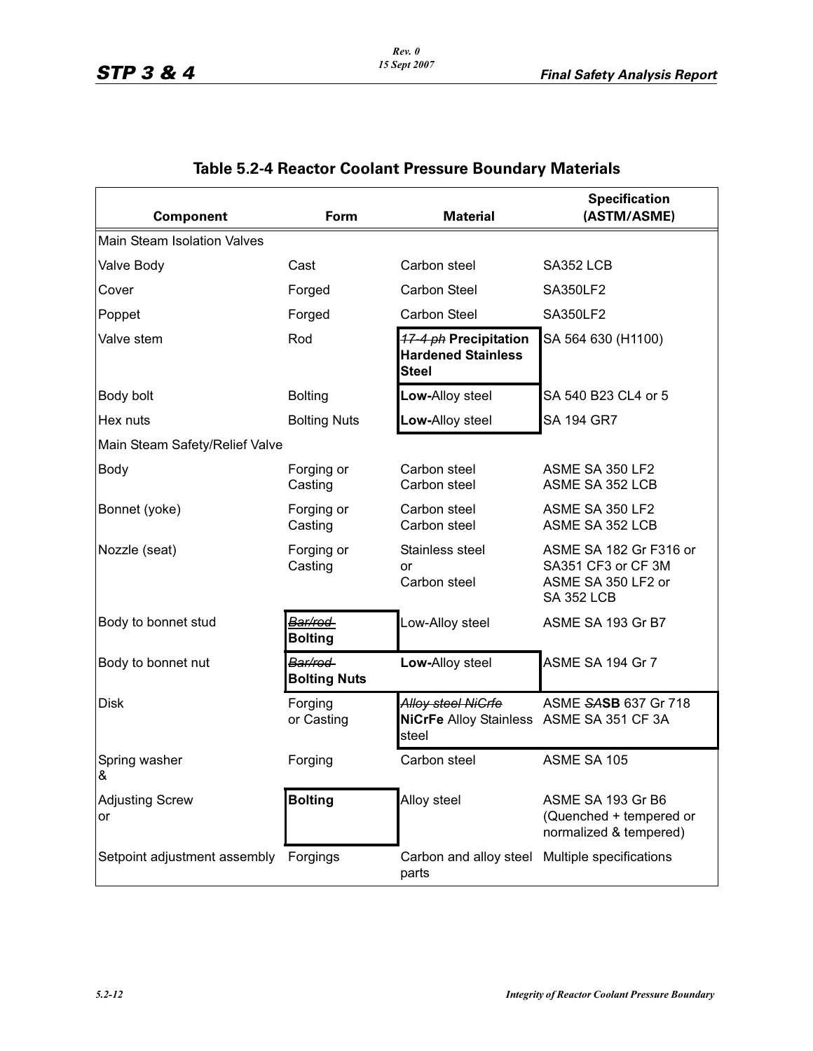## Table 5.2-4 Reactor Coolant Pressure Boundary Materials

| Component | Form | Material | Specification (ASTM/ASME) |
|---|---|---|---|
| Main Steam Isolation Valves | | | |
| Valve Body | Cast | Carbon steel | SA352 LCB |
| Cover | Forged | Carbon Steel | SA350LF2 |
| Poppet | Forged | Carbon Steel | SA350LF2 |
| Valve stem | Rod | ~~17-4 ph~~ **Precipitation Hardened Stainless Steel** | SA 564 630 (H1100) |
| Body bolt | Bolting | **Low-**Alloy steel | SA 540 B23 CL4 or 5 |
| Hex nuts | Bolting Nuts | **Low-**Alloy steel | SA 194 GR7 |
| Main Steam Safety/Relief Valve | | | |
| Body | Forging or Casting | Carbon steel<br>Carbon steel | ASME SA 350 LF2<br>ASME SA 352 LCB |
| Bonnet (yoke) | Forging or Casting | Carbon steel<br>Carbon steel | ASME SA 350 LF2<br>ASME SA 352 LCB |
| Nozzle (seat) | Forging or Casting | Stainless steel<br>or<br>Carbon steel | ASME SA 182 Gr F316 or SA351 CF3 or CF 3M<br>ASME SA 350 LF2 or SA 352 LCB |
| Body to bonnet stud | ~~Bar/rod~~ **Bolting** | Low-Alloy steel | ASME SA 193 Gr B7 |
| Body to bonnet nut | ~~Bar/rod~~ **Bolting Nuts** | **Low-**Alloy steel | ASME SA 194 Gr 7 |
| Disk | Forging<br>or Casting | ~~Alloy steel NiCrfe~~ **NiCrFe** Alloy Stainless steel | ASME ~~SA~~**SB** 637 Gr 718<br>ASME SA 351 CF 3A |
| Spring washer<br>& | Forging | Carbon steel | ASME SA 105 |
| Adjusting Screw<br>or | **Bolting** | Alloy steel | ASME SA 193 Gr B6<br>(Quenched + tempered or normalized & tempered) |
| Setpoint adjustment assembly | Forgings | Carbon and alloy steel parts | Multiple specifications |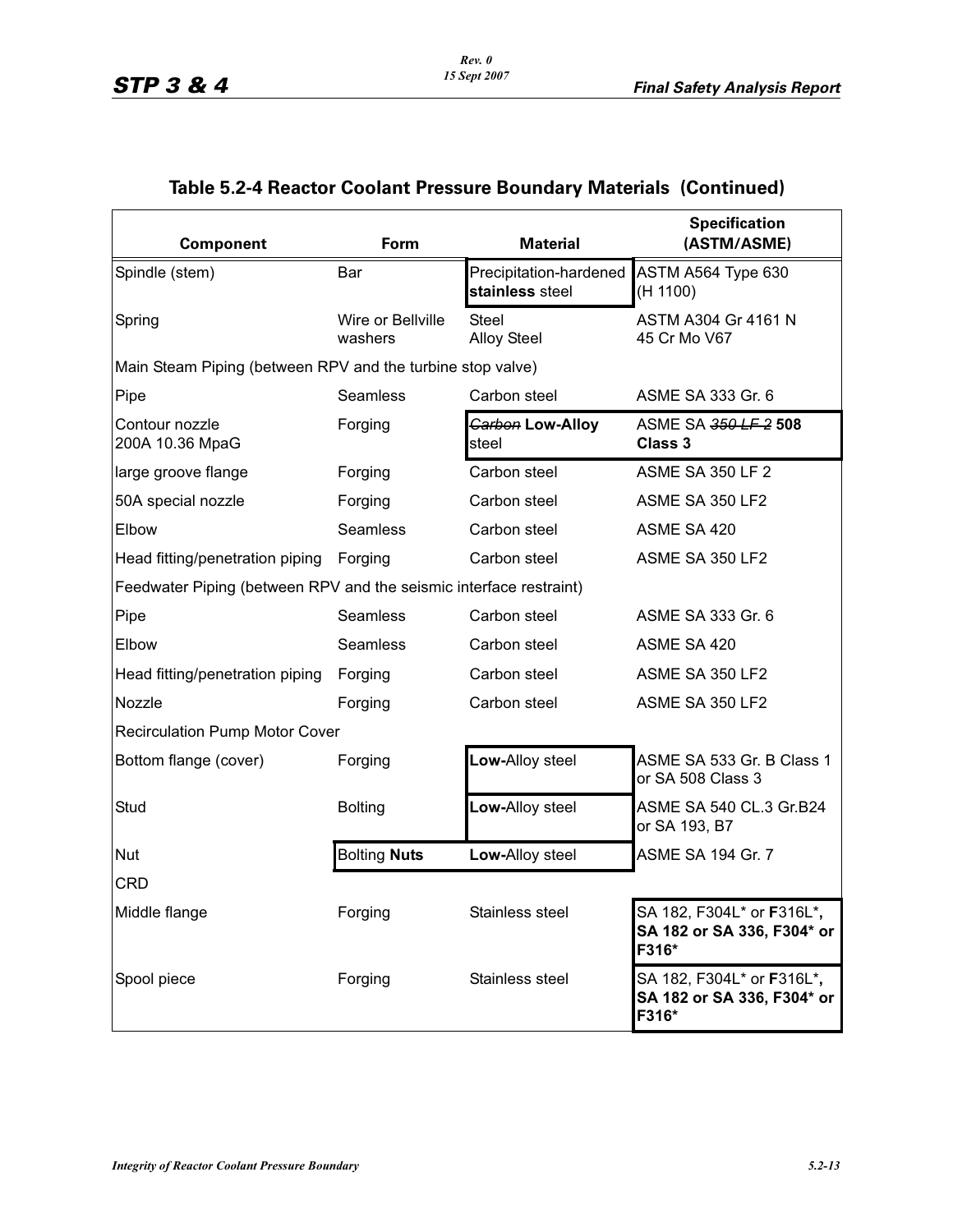## Table 5.2-4 Reactor Coolant Pressure Boundary Materials (Continued)

| Component | Form | Material | Specification (ASTM/ASME) |
|---|---|---|---|
| Spindle (stem) | Bar | Precipitation-hardened **stainless** steel | ASTM A564 Type 630 (H 1100) |
| Spring | Wire or Bellville washers | Steel Alloy Steel | ASTM A304 Gr 4161 N 45 Cr Mo V67 |
| Main Steam Piping (between RPV and the turbine stop valve) | | | |
| Pipe | Seamless | Carbon steel | ASME SA 333 Gr. 6 |
| Contour nozzle 200A 10.36 MpaG | Forging | ~~Carbon~~ **Low-Alloy** steel | ASME SA ~~350 LF 2~~ **508 Class 3** |
| large groove flange | Forging | Carbon steel | ASME SA 350 LF 2 |
| 50A special nozzle | Forging | Carbon steel | ASME SA 350 LF2 |
| Elbow | Seamless | Carbon steel | ASME SA 420 |
| Head fitting/penetration piping | Forging | Carbon steel | ASME SA 350 LF2 |
| Feedwater Piping (between RPV and the seismic interface restraint) | | | |
| Pipe | Seamless | Carbon steel | ASME SA 333 Gr. 6 |
| Elbow | Seamless | Carbon steel | ASME SA 420 |
| Head fitting/penetration piping | Forging | Carbon steel | ASME SA 350 LF2 |
| Nozzle | Forging | Carbon steel | ASME SA 350 LF2 |
| Recirculation Pump Motor Cover | | | |
| Bottom flange (cover) | Forging | **Low-**Alloy steel | ASME SA 533 Gr. B Class 1 or SA 508 Class 3 |
| Stud | Bolting | **Low-**Alloy steel | ASME SA 540 CL.3 Gr.B24 or SA 193, B7 |
| Nut | Bolting **Nuts** | **Low-**Alloy steel | ASME SA 194 Gr. 7 |
| CRD | | | |
| Middle flange | Forging | Stainless steel | SA 182, F304L* or **F**316L***, SA 182 or SA 336, F304* or F316*** |
| Spool piece | Forging | Stainless steel | SA 182, F304L* or **F**316L***, SA 182 or SA 336, F304* or F316*** |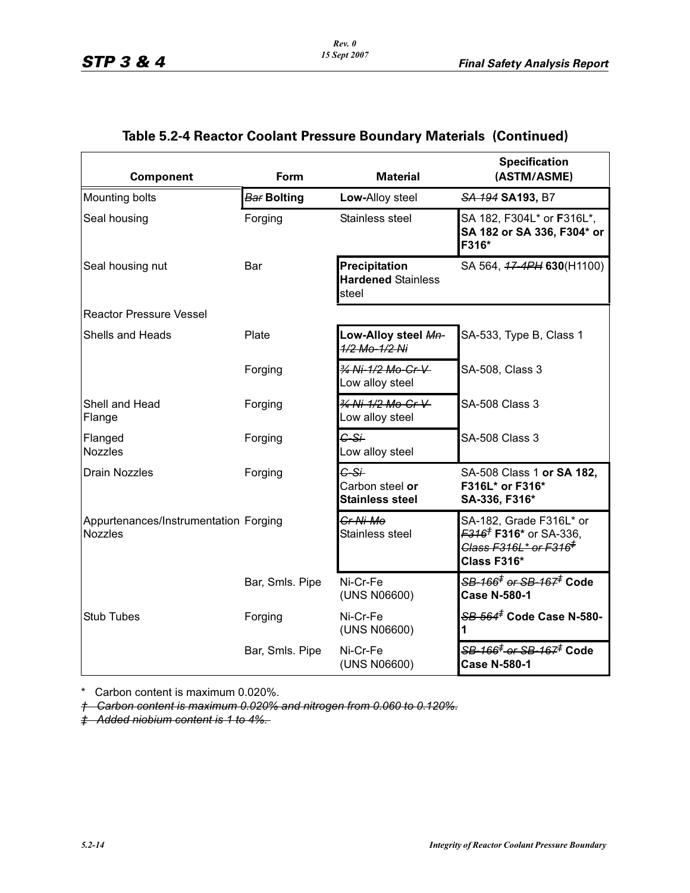## Table 5.2-4 Reactor Coolant Pressure Boundary Materials (Continued)

| Component | Form | Material | Specification (ASTM/ASME) |
|---|---|---|---|
| Mounting bolts | ~~Bar~~ **Bolting** | **Low-**Alloy steel | ~~SA 194~~ **SA193,** B7 |
| Seal housing | Forging | Stainless steel | SA 182, F304L* or **F**316L*, **SA 182 or SA 336, F304* or F316*** |
| Seal housing nut | Bar | **Precipitation Hardened** Stainless steel | SA 564, ~~17-4PH~~ **630**(H1100) |
| Reactor Pressure Vessel | | | |
| Shells and Heads | Plate | **Low-Alloy steel** ~~Mn-1/2 Mo-1/2 Ni~~ | SA-533, Type B, Class 1 |
| | Forging | ~~¾ Ni-1/2 Mo-Cr-V~~ Low alloy steel | SA-508, Class 3 |
| Shell and Head Flange | Forging | ~~¾ Ni-1/2 Mo-Cr-V~~ Low alloy steel | SA-508 Class 3 |
| Flanged Nozzles | Forging | ~~C-Si~~ Low alloy steel | SA-508 Class 3 |
| Drain Nozzles | Forging | ~~C-Si~~ Carbon steel **or Stainless steel** | SA-508 Class 1 **or SA 182, F316L* or F316* SA-336, F316*** |
| Appurtenances/Instrumentation Nozzles | Forging | ~~Cr-Ni-Mo~~ Stainless steel | SA-182, Grade F316L* or ~~F316†~~ **F316*** or SA-336, ~~Class F316L* or F316‡~~ **Class F316*** |
| | Bar, Smls. Pipe | Ni-Cr-Fe (UNS N06600) | ~~SB-166‡ or SB-167‡~~ **Code Case N-580-1** |
| Stub Tubes | Forging | Ni-Cr-Fe (UNS N06600) | ~~SB-564‡~~ **Code Case N-580-1** |
| | Bar, Smls. Pipe | Ni-Cr-Fe (UNS N06600) | ~~SB-166‡ or SB-167‡~~ **Code Case N-580-1** |

\* Carbon content is maximum 0.020%.

~~† Carbon content is maximum 0.020% and nitrogen from 0.060 to 0.120%.~~

~~‡ Added niobium content is 1 to 4%.~~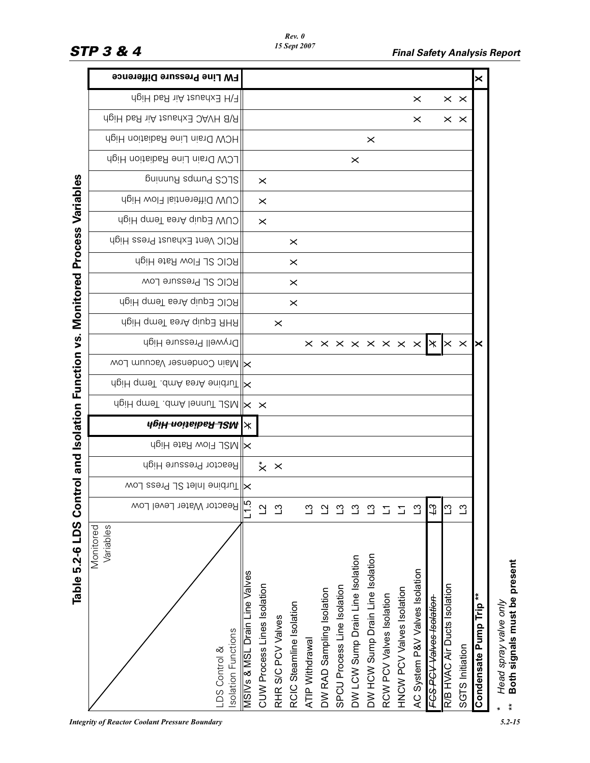# Table 5.2-6 LDS Control and Isolation Function vs. Monitored Process Variables

| LDS Control & Isolation Functions / Monitored Variables | Reactor Water Level Low | Turbine Inlet SL Press Low | Reactor Pressure High | MSL Flow Rate High | ~~**MSL Radiation High**~~ | MSL Tunnel Amb. Temp High | Turbine Area Amb. Temp. High | Main Condenser Vacuum Low | Drywell Pressure High | RHR Equip Area Temp High | RCIC Equip Area Temp High | RCIC SL Pressure Low | RCIC SL Flow Rate High | RCIC Vent Exhaust Press High | CUW Equip Area Temp High | CUW Differential Flow High | SLCS Pumps Running | LCW Drain Line Radiation High | HCW Drain Line Radiation High | R/B HVAC Exhaust Air Rad High | F/H Exhaust Air Rad High | **FW Line Pressure Difference** |
|---|---|---|---|---|---|---|---|---|---|---|---|---|---|---|---|---|---|---|---|---|---|---|
| MSIVs & MSL Drain Line Valves | L1.5 | X | | X | ~~X~~ | X | X | X | | | | | | | | | | | | | | |
| CUW Process Lines Isolation | L2 | | X* | | | X | | | | | | | | | X | X | X | | | | | |
| RHR S/C PCV Valves | L3 | | X | | | | | | | X | | | | | | | | | | | | |
| RCIC Steamline Isolation | | | | | | | | | | | X | X | X | X | | | | | | | | |
| ATIP Withdrawal | L3 | | | | | | | | X | | | | | | | | | | | | | |
| DW RAD Sampling Isolation | L2 | | | | | | | | X | | | | | | | | | | | | | |
| SPCU Process Line Isolation | L3 | | | | | | | | X | | | | | | | | | | | | | |
| DW LCW Sump Drain Line Isolation | L3 | | | | | | | | X | | | | | | | | | X | | | | |
| DW HCW Sump Drain Line Isolation | L3 | | | | | | | | X | | | | | | | | | | X | | | |
| RCW PCV Valves Isolation | L1 | | | | | | | | X | | | | | | | | | | | | | |
| HNCW PCV Valves Isolation | L1 | | | | | | | | X | | | | | | | | | | | | | |
| AC System P&V Valves Isolation | L3 | | | | | | | | X | | | | | | | | | | | X | X | |
| ~~FCS PCV Valves Isolation~~ | ~~L3~~ | | | | | | | | ~~X~~ | | | | | | | | | | | | | |
| R/B HVAC Air Ducts Isolation | L3 | | | | | | | | X | | | | | | | | | | | X | X | |
| SGTS Initiation | L3 | | | | | | | | X | | | | | | | | | | | X | X | |
| **Condensate Pump Trip \*\*** | | | | | | | | | **X** | | | | | | | | | | | | | **X** |

\* *Head spray valve only*

\*\* **Both signals must be present**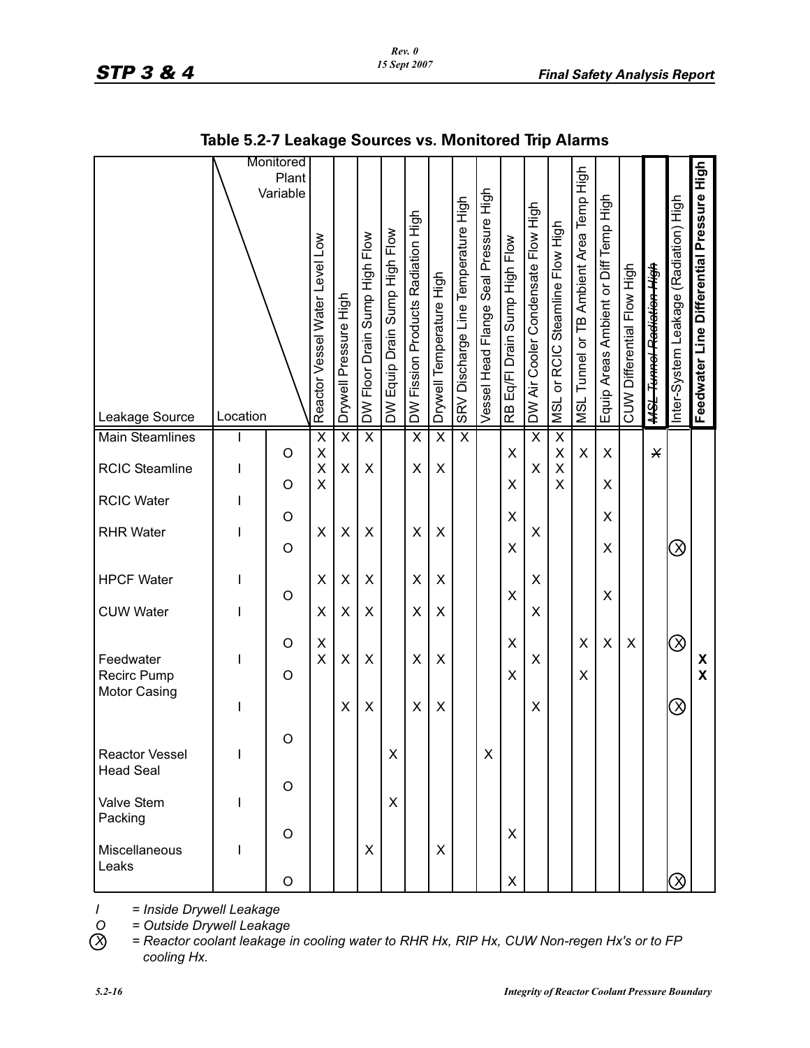## Table 5.2-7 Leakage Sources vs. Monitored Trip Alarms

| Leakage Source | Location (Monitored Plant Variable) | Reactor Vessel Water Level Low | Drywell Pressure High | DW Floor Drain Sump High Flow | DW Equip Drain Sump High Flow | DW Fission Products Radiation High | Drywell Temperature High | SRV Discharge Line Temperature High | Vessel Head Flange Seal Pressure High | RB Eq/Fl Drain Sump High Flow | DW Air Cooler Condensate Flow High | MSL or RCIC Steamline Flow High | MSL Tunnel or TB Ambient Area Temp High | Equip Areas Ambient or Diff Temp High | CUW Differential Flow High | ~~MSL Tunnel Radiation High~~ | Inter-System Leakage (Radiation) High | **Feedwater Line Differential Pressure High** |
|---|---|---|---|---|---|---|---|---|---|---|---|---|---|---|---|---|---|---|
| Main Steamlines | I | X | X | X | | X | X | X | | | X | X | | | | | | |
| | O | X | | | | | | | | X | | X | X | X | | ~~X~~ | | |
| RCIC Steamline | I | X | X | X | | X | X | | | | X | X | | | | | | |
| | O | X | | | | | | | | X | | X | | X | | | | |
| RCIC Water | I | | | | | | | | | | | | | | | | | |
| | O | | | | | | | | | X | | | | X | | | | |
| RHR Water | I | X | X | X | | X | X | | | | X | | | | | | | |
| | O | | | | | | | | | X | | | | X | | | (X) | |
| HPCF Water | I | X | X | X | | X | X | | | | X | | | | | | | |
| | O | | | | | | | | | X | | | | X | | | | |
| CUW Water | I | X | X | X | | X | X | | | | X | | | | | | | |
| | O | X | | | | | | | | X | | | X | X | X | | (X) | |
| Feedwater | I | X | X | X | | X | X | | | | X | | | | | | | **X** |
| Recirc Pump Motor Casing | O | | | | | | | | | X | | | X | | | | | **X** |
| | I | | X | X | | X | X | | | | X | | | | | | (X) | |
| | O | | | | | | | | | | | | | | | | | |
| Reactor Vessel Head Seal | I | | | | X | | | | X | | | | | | | | | |
| | O | | | | | | | | | | | | | | | | | |
| Valve Stem Packing | I | | | | X | | | | | | | | | | | | | |
| | O | | | | | | | | | X | | | | | | | | |
| Miscellaneous Leaks | I | | | X | | | X | | | | | | | | | | | |
| | O | | | | | | | | | X | | | | | | | (X) | |

*I = Inside Drywell Leakage*

*O = Outside Drywell Leakage*

*(X) = Reactor coolant leakage in cooling water to RHR Hx, RIP Hx, CUW Non-regen Hx's or to FP cooling Hx.*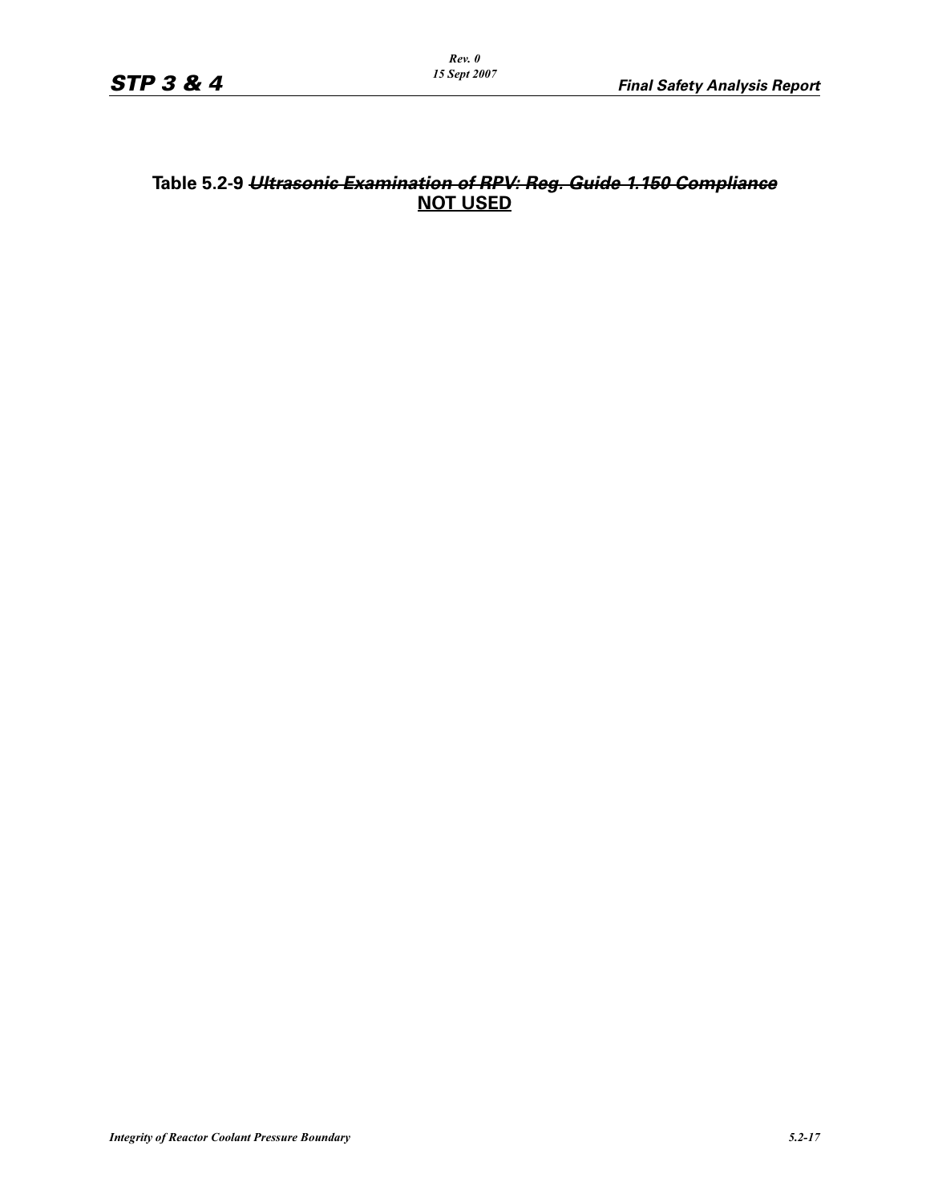**Table 5.2-9 ~~*Ultrasonic Examination of RPV: Reg. Guide 1.150 Compliance*~~**

**NOT USED**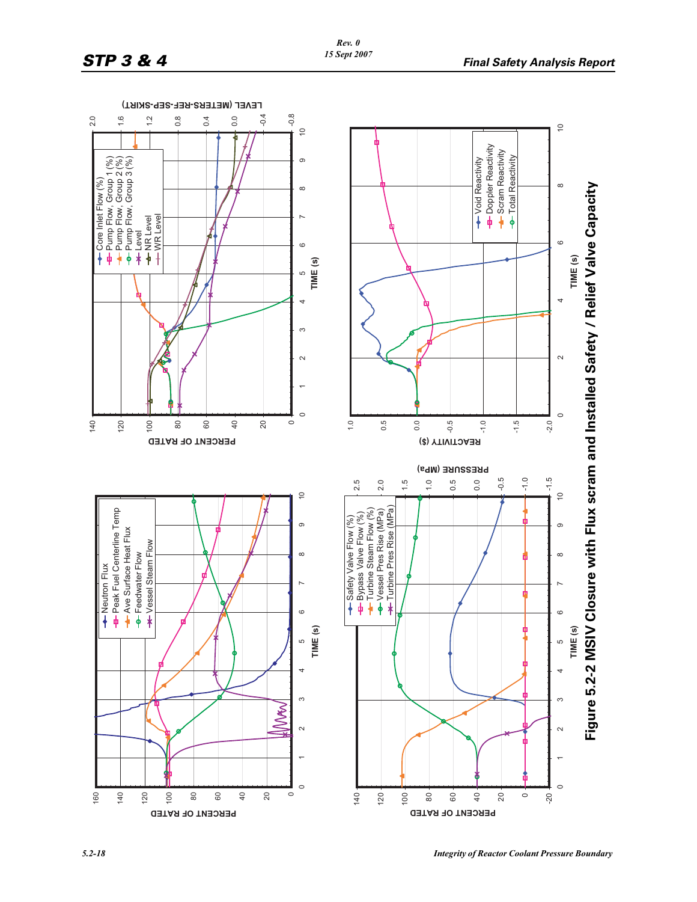Neutron Flux
Peak Fuel Centerline Temp
Ave Surface Heat Flux
Feedwater Flow
Vessel Steam Flow

PERCENT OF RATED

160
140
120
100
80
60
40
20
0

TIME (s)

0 1 2 3 4 5 6 7 8 9 10

Core Inlet Flow (%)
Pump Flow, Group 1 (%)
Pump Flow, Group 2 (%)
Pump Flow, Group 3 (%)
Level
NR Level
WR Level

PERCENT OF RATED

140
120
100
80
60
40
20
0

LEVEL (METERS-REF-SEP-SKIRT)

2.0
1.6
1.2
0.8
0.4
0.0
-0.4
-0.8

TIME (s)

0 1 2 3 4 5 6 7 8 9 10

Safety Valve Flow (%)
Bypass Valve Flow (%)
Turbine Steam Flow (%)
Vessel Pres Rise (MPa)
Turbine Pres Rise (MPa)

PERCENT OF RATED

140
120
100
80
60
40
20
0
-20

PRESSURE (MPa)

2.5
2.0
1.5
1.0
0.5
0.0
-0.5
-1.0
-1.5

TIME (s)

0 1 2 3 4 5 6 7 8 9 10

Void Reactivity
Doppler Reactivity
Scram Reactivity
Total Reactivity

REACTIVITY ($)

1.0
0.5
0.0
-0.5
-1.0
-1.5
-2.0

TIME (s)

0 2 4 6 8 10

**Figure 5.2-2 MSIV Closure with Flux scram and Installed Safety / Relief Valve Capacity**